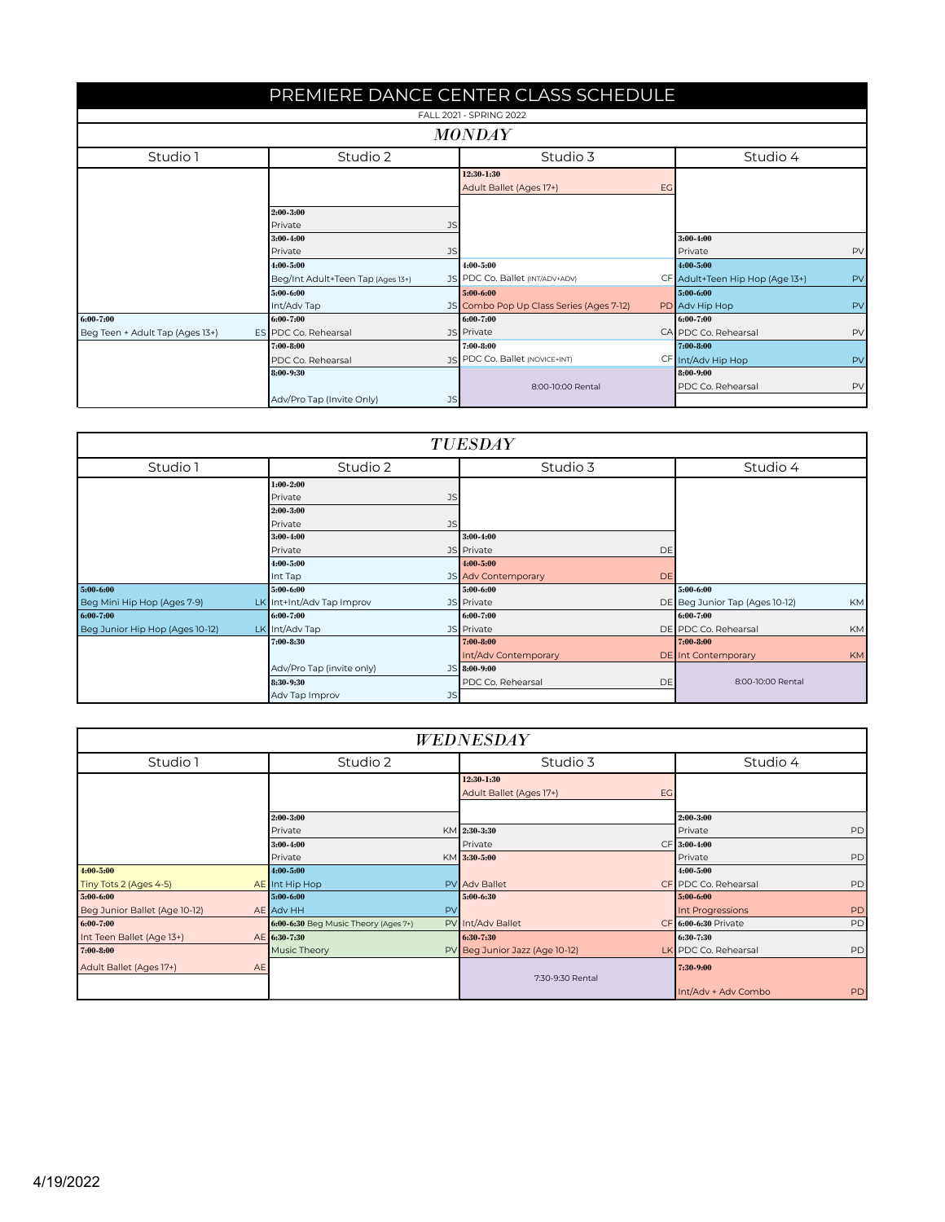# PREMIERE DANCE CENTER CLASS SCHEDULE

FALL 2021 - SPRING 2022

## MONDAY

| Studio 1 | Studio 2 | Studio 3 | Studio 4 |
|---|---|---|---|
| | | 12:30-1:30 Adult Ballet (Ages 17+) EG | |
| | 2:00-3:00 Private JS | | |
| | 3:00-4:00 Private JS | | 3:00-4:00 Private PV |
| | 4:00-5:00 Beg/Int Adult+Teen Tap (Ages 13+) JS | 4:00-5:00 PDC Co. Ballet (INT/ADV+ADV) CF | 4:00-5:00 Adult+Teen Hip Hop (Age 13+) PV |
| | 5:00-6:00 Int/Adv Tap JS | 5:00-6:00 Combo Pop Up Class Series (Ages 7-12) PD | 5:00-6:00 Adv Hip Hop PV |
| 6:00-7:00 Beg Teen + Adult Tap (Ages 13+) ES | 6:00-7:00 PDC Co. Rehearsal JS | 6:00-7:00 Private CA | 6:00-7:00 PDC Co. Rehearsal PV |
| | 7:00-8:00 PDC Co. Rehearsal JS | 7:00-8:00 PDC Co. Ballet (NOVICE+INT) CF | 7:00-8:00 Int/Adv Hip Hop PV |
| | 8:00-9:30 Adv/Pro Tap (Invite Only) JS | 8:00-10:00 Rental | 8:00-9:00 PDC Co. Rehearsal PV |

## TUESDAY

| Studio 1 | Studio 2 | Studio 3 | Studio 4 |
|---|---|---|---|
| | 1:00-2:00 Private JS | | |
| | 2:00-3:00 Private JS | | |
| | 3:00-4:00 Private JS | 3:00-4:00 Private DE | |
| | 4:00-5:00 Int Tap JS | 4:00-5:00 Adv Contemporary DE | |
| 5:00-6:00 Beg Mini Hip Hop (Ages 7-9) LK | 5:00-6:00 Int+Int/Adv Tap Improv JS | 5:00-6:00 Private DE | 5:00-6:00 Beg Junior Tap (Ages 10-12) KM |
| 6:00-7:00 Beg Junior Hip Hop (Ages 10-12) LK | 6:00-7:00 Int/Adv Tap JS | 6:00-7:00 Private DE | 6:00-7:00 PDC Co. Rehearsal KM |
| | 7:00-8:30 Adv/Pro Tap (invite only) JS | 7:00-8:00 Int/Adv Contemporary DE | 7:00-8:00 Int Contemporary KM |
| | | 8:00-9:00 PDC Co. Rehearsal DE | 8:00-10:00 Rental |
| | 8:30-9:30 Adv Tap Improv JS | | |

## WEDNESDAY

| Studio 1 | Studio 2 | Studio 3 | Studio 4 |
|---|---|---|---|
| | | 12:30-1:30 Adult Ballet (Ages 17+) EG | |
| | 2:00-3:00 Private KM | 2:30-3:30 Private CF | 2:00-3:00 Private PD |
| | 3:00-4:00 Private KM | 3:30-5:00 Adv Ballet CF | 3:00-4:00 Private PD |
| 4:00-5:00 Tiny Tots 2 (Ages 4-5) AE | 4:00-5:00 Int Hip Hop PV | | 4:00-5:00 PDC Co. Rehearsal PD |
| 5:00-6:00 Beg Junior Ballet (Age 10-12) AE | 5:00-6:00 Adv HH PV | 5:00-6:30 Int/Adv Ballet CF | 5:00-6:00 Int Progressions PD |
| 6:00-7:00 Int Teen Ballet (Age 13+) AE | 6:00-6:30 Beg Music Theory (Ages 7+) PV | | 6:00-6:30 Private PD |
| | 6:30-7:30 Music Theory PV | 6:30-7:30 Beg Junior Jazz (Age 10-12) LK | 6:30-7:30 PDC Co. Rehearsal PD |
| 7:00-8:00 Adult Ballet (Ages 17+) AE | | 7:30-9:30 Rental | 7:30-9:00 Int/Adv + Adv Combo PD |

4/19/2022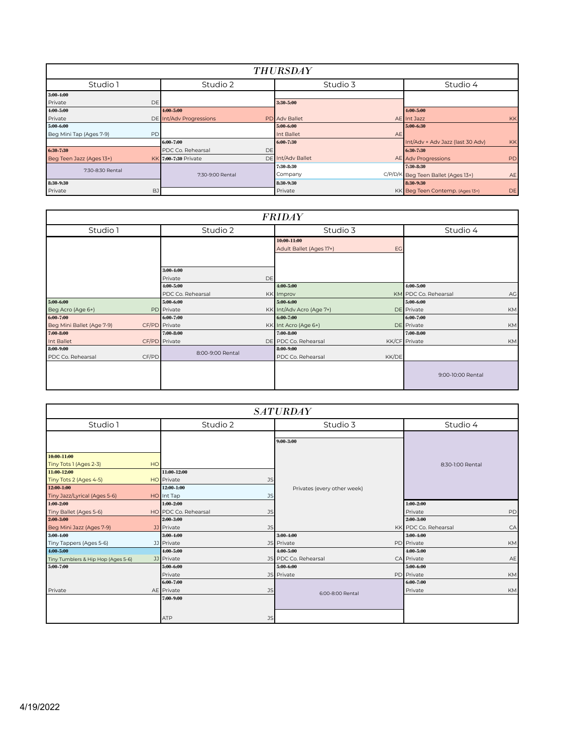## THURSDAY

| Studio 1 | Studio 2 | Studio 3 | Studio 4 |
|---|---|---|---|
| 3:00-4:00 Private DE | | 3:30-5:00 Adv Ballet AE | |
| 4:00-5:00 Private DE | 4:00-5:00 Int/Adv Progressions PD | | 4:00-5:00 Int Jazz KK |
| 5:00-6:00 Beg Mini Tap (Ages 7-9) PD | | 5:00-6:00 Int Ballet AE | 5:00-6:30 Int/Adv + Adv Jazz (last 30 Adv) KK |
| | 6:00-7:00 PDC Co. Rehearsal DE | 6:00-7:30 Int/Adv Ballet AE | |
| 6:30-7:30 Beg Teen Jazz (Ages 13+) KK | 7:00-7:30 Private DE | | 6:30-7:30 Adv Progressions PD |
| 7:30-8:30 Rental | 7:30-9:00 Rental | 7:30-8:30 Company C/P/D/K | 7:30-8:30 Beg Teen Ballet (Ages 13+) AE |
| 8:30-9:30 Private BJ | | 8:30-9:30 Private KK | 8:30-9:30 Beg Teen Contemp. (Ages 13+) DE |

## FRIDAY

| Studio 1 | Studio 2 | Studio 3 | Studio 4 |
|---|---|---|---|
| | | 10:00-11:00 Adult Ballet (Ages 17+) EG | |
| | 3:00-4:00 Private DE | | |
| | 4:00-5:00 PDC Co. Rehearsal KK | 4:00-5:00 Improv KM | 4:00-5:00 PDC Co. Rehearsal AG |
| 5:00-6:00 Beg Acro (Age 6+) PD | 5:00-6:00 Private KK | 5:00-6:00 Int/Adv Acro (Age 7+) DE | 5:00-6:00 Private KM |
| 6:00-7:00 Beg Mini Ballet (Age 7-9) CF/PD | 6:00-7:00 Private KK | 6:00-7:00 Int Acro (Age 6+) DE | 6:00-7:00 Private KM |
| 7:00-8:00 Int Ballet CF/PD | 7:00-8:00 Private DE | 7:00-8:00 PDC Co. Rehearsal KK/CF | 7:00-8:00 Private KM |
| 8:00-9:00 PDC Co. Rehearsal CF/PD | 8:00-9:00 Rental | 8:00-9:00 PDC Co. Rehearsal KK/DE | |
| | | | 9:00-10:00 Rental |

## SATURDAY

| Studio 1 | Studio 2 | Studio 3 | Studio 4 |
|---|---|---|---|
| | | 9:00-3:00 Privates (every other week) KK | 8:30-1:00 Rental |
| 10:00-11:00 Tiny Tots 1 (Ages 2-3) HO | | | |
| 11:00-12:00 Tiny Tots 2 (Ages 4-5) HO | 11:00-12:00 Private JS | | |
| 12:00-1:00 Tiny Jazz/Lyrical (Ages 5-6) HO | 12:00-1:00 Int Tap JS | | |
| 1:00-2:00 Tiny Ballet (Ages 5-6) HO | 1:00-2:00 PDC Co. Rehearsal JS | | 1:00-2:00 Private PD |
| 2:00-3:00 Beg Mini Jazz (Ages 7-9) JJ | 2:00-3:00 Private JS | | 2:00-3:00 PDC Co. Rehearsal CA |
| 3:00-4:00 Tiny Tappers (Ages 5-6) JJ | 3:00-4:00 Private JS | 3:00-4:00 Private PD | 3:00-4:00 Private KM |
| 4:00-5:00 Tiny Tumblers & Hip Hop (Ages 5-6) JJ | 4:00-5:00 Private JS | 4:00-5:00 PDC Co. Rehearsal CA | 4:00-5:00 Private AE |
| 5:00-7:00 Private AE | 5:00-6:00 Private JS | 5:00-6:00 Private PD | 5:00-6:00 Private KM |
| | 6:00-7:00 Private JS | 6:00-8:00 Rental | 6:00-7:00 Private KM |
| | 7:00-9:00 ATP JS | | |

4/19/2022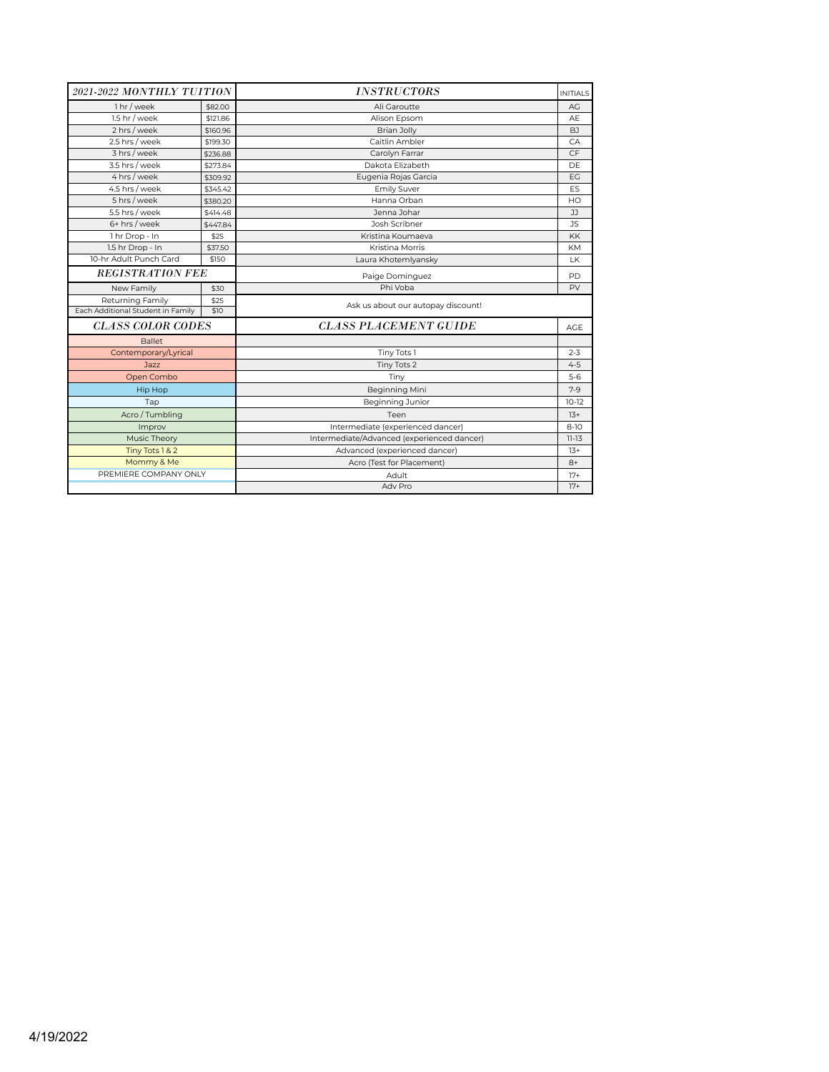| *2021-2022 MONTHLY TUITION* | |
|---|---|
| 1 hr / week | $82.00 |
| 1.5 hr / week | $121.86 |
| 2 hrs / week | $160.96 |
| 2.5 hrs / week | $199.30 |
| 3 hrs / week | $236.88 |
| 3.5 hrs / week | $273.84 |
| 4 hrs / week | $309.92 |
| 4.5 hrs / week | $345.42 |
| 5 hrs / week | $380.20 |
| 5.5 hrs / week | $414.48 |
| 6+ hrs / week | $447.84 |
| 1 hr Drop - In | $25 |
| 1.5 hr Drop - In | $37.50 |
| 10-hr Adult Punch Card | $150 |

| *REGISTRATION FEE* | |
|---|---|
| New Family | $30 |
| Returning Family | $25 |
| Each Additional Student in Family | $10 |

| *INSTRUCTORS* | INITIALS |
|---|---|
| Ali Garoutte | AG |
| Alison Epsom | AE |
| Brian Jolly | BJ |
| Caitlin Ambler | CA |
| Carolyn Farrar | CF |
| Dakota Elizabeth | DE |
| Eugenia Rojas Garcia | EG |
| Emily Suver | ES |
| Hanna Orban | HO |
| Jenna Johar | JJ |
| Josh Scribner | JS |
| Kristina Koumaeva | KK |
| Kristina Morris | KM |
| Laura Khotemlyansky | LK |
| Paige Dominguez | PD |
| Phi Voba | PV |

Ask us about our autopay discount!

| *CLASS COLOR CODES* |
|---|
| Ballet |
| Contemporary/Lyrical |
| Jazz |
| Open Combo |
| Hip Hop |
| Tap |
| Acro / Tumbling |
| Improv |
| Music Theory |
| Tiny Tots 1 & 2 |
| Mommy & Me |
| PREMIERE COMPANY ONLY |

| *CLASS PLACEMENT GUIDE* | AGE |
|---|---|
| Tiny Tots 1 | 2-3 |
| Tiny Tots 2 | 4-5 |
| Tiny | 5-6 |
| Beginning Mini | 7-9 |
| Beginning Junior | 10-12 |
| Teen | 13+ |
| Intermediate (experienced dancer) | 8-10 |
| Intermediate/Advanced (experienced dancer) | 11-13 |
| Advanced (experienced dancer) | 13+ |
| Acro (Test for Placement) | 8+ |
| Adult | 17+ |
| Adv Pro | 17+ |

4/19/2022